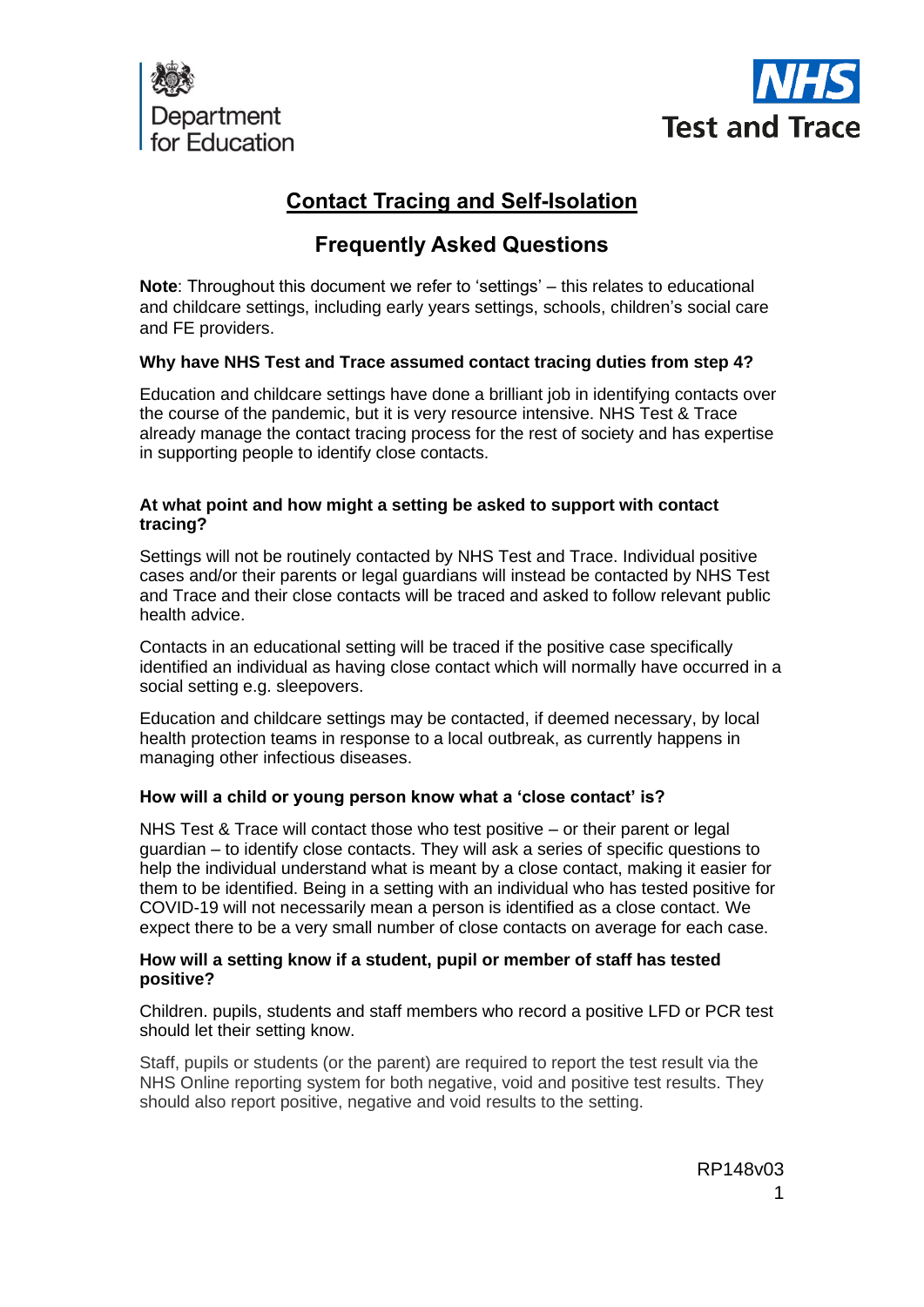# Contact Tracing and Self-Isolation

## Frequently Asked Questions

**Note**: Throughout this document we refer to 'settings' – this relates to educational and childcare settings, including early years settings, schools, children's social care and FE providers.

### Why have NHS Test and Trace assumed contact tracing duties from step 4?

Education and childcare settings have done a brilliant job in identifying contacts over the course of the pandemic, but it is very resource intensive. NHS Test & Trace already manage the contact tracing process for the rest of society and has expertise in supporting people to identify close contacts.

### At what point and how might a setting be asked to support with contact tracing?

Settings will not be routinely contacted by NHS Test and Trace. Individual positive cases and/or their parents or legal guardians will instead be contacted by NHS Test and Trace and their close contacts will be traced and asked to follow relevant public health advice.

Contacts in an educational setting will be traced if the positive case specifically identified an individual as having close contact which will normally have occurred in a social setting e.g. sleepovers.

Education and childcare settings may be contacted, if deemed necessary, by local health protection teams in response to a local outbreak, as currently happens in managing other infectious diseases.

### How will a child or young person know what a 'close contact' is?

NHS Test & Trace will contact those who test positive – or their parent or legal guardian – to identify close contacts. They will ask a series of specific questions to help the individual understand what is meant by a close contact, making it easier for them to be identified. Being in a setting with an individual who has tested positive for COVID-19 will not necessarily mean a person is identified as a close contact. We expect there to be a very small number of close contacts on average for each case.

### How will a setting know if a student, pupil or member of staff has tested positive?

Children. pupils, students and staff members who record a positive LFD or PCR test should let their setting know.

Staff, pupils or students (or the parent) are required to report the test result via the NHS Online reporting system for both negative, void and positive test results. They should also report positive, negative and void results to the setting.

RP148v03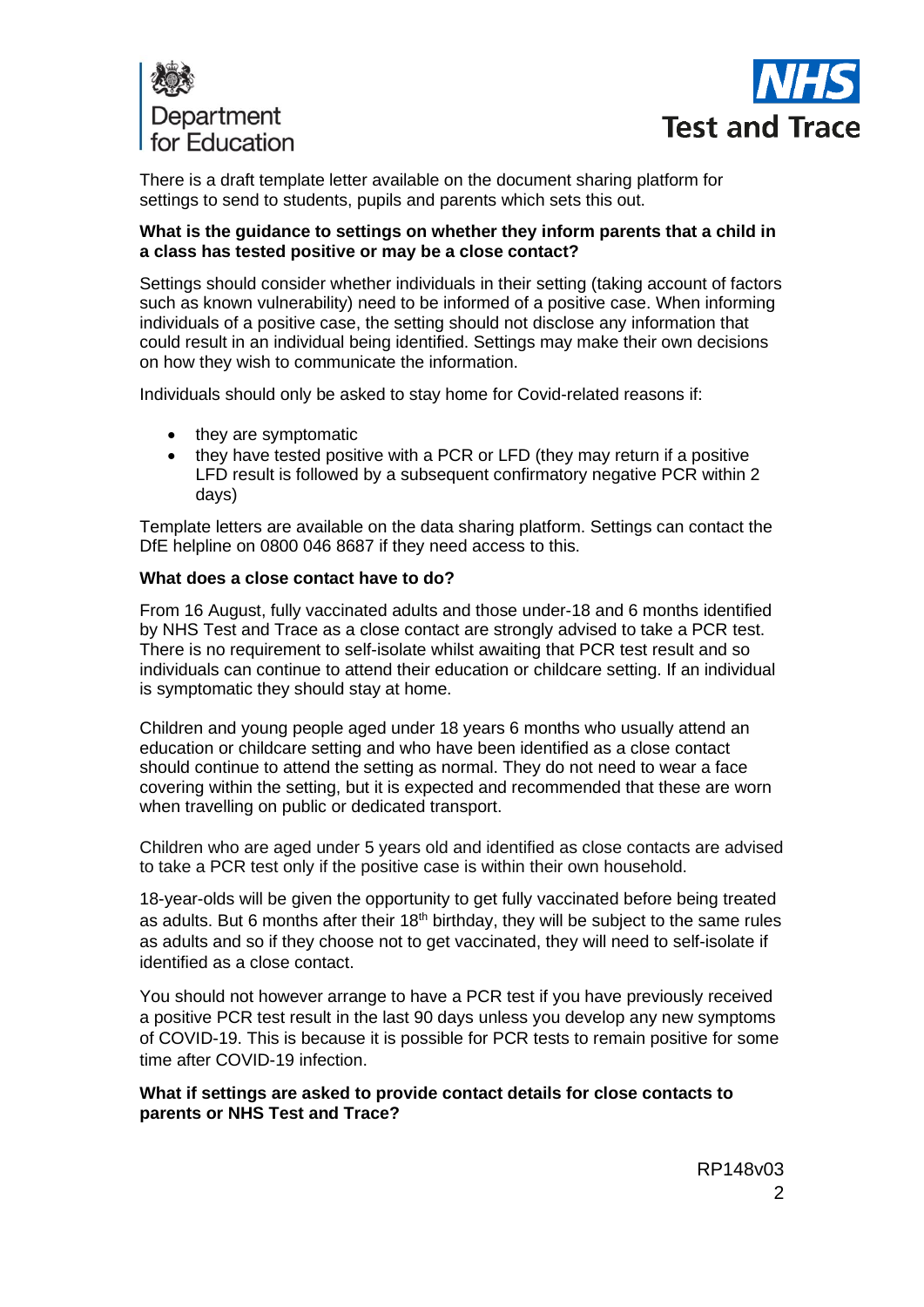There is a draft template letter available on the document sharing platform for settings to send to students, pupils and parents which sets this out.

**What is the guidance to settings on whether they inform parents that a child in a class has tested positive or may be a close contact?**

Settings should consider whether individuals in their setting (taking account of factors such as known vulnerability) need to be informed of a positive case. When informing individuals of a positive case, the setting should not disclose any information that could result in an individual being identified. Settings may make their own decisions on how they wish to communicate the information.

Individuals should only be asked to stay home for Covid-related reasons if:

- they are symptomatic
- they have tested positive with a PCR or LFD (they may return if a positive LFD result is followed by a subsequent confirmatory negative PCR within 2 days)

Template letters are available on the data sharing platform. Settings can contact the DfE helpline on 0800 046 8687 if they need access to this.

**What does a close contact have to do?**

From 16 August, fully vaccinated adults and those under-18 and 6 months identified by NHS Test and Trace as a close contact are strongly advised to take a PCR test. There is no requirement to self-isolate whilst awaiting that PCR test result and so individuals can continue to attend their education or childcare setting. If an individual is symptomatic they should stay at home.

Children and young people aged under 18 years 6 months who usually attend an education or childcare setting and who have been identified as a close contact should continue to attend the setting as normal. They do not need to wear a face covering within the setting, but it is expected and recommended that these are worn when travelling on public or dedicated transport.

Children who are aged under 5 years old and identified as close contacts are advised to take a PCR test only if the positive case is within their own household.

18-year-olds will be given the opportunity to get fully vaccinated before being treated as adults. But 6 months after their 18th birthday, they will be subject to the same rules as adults and so if they choose not to get vaccinated, they will need to self-isolate if identified as a close contact.

You should not however arrange to have a PCR test if you have previously received a positive PCR test result in the last 90 days unless you develop any new symptoms of COVID-19. This is because it is possible for PCR tests to remain positive for some time after COVID-19 infection.

**What if settings are asked to provide contact details for close contacts to parents or NHS Test and Trace?**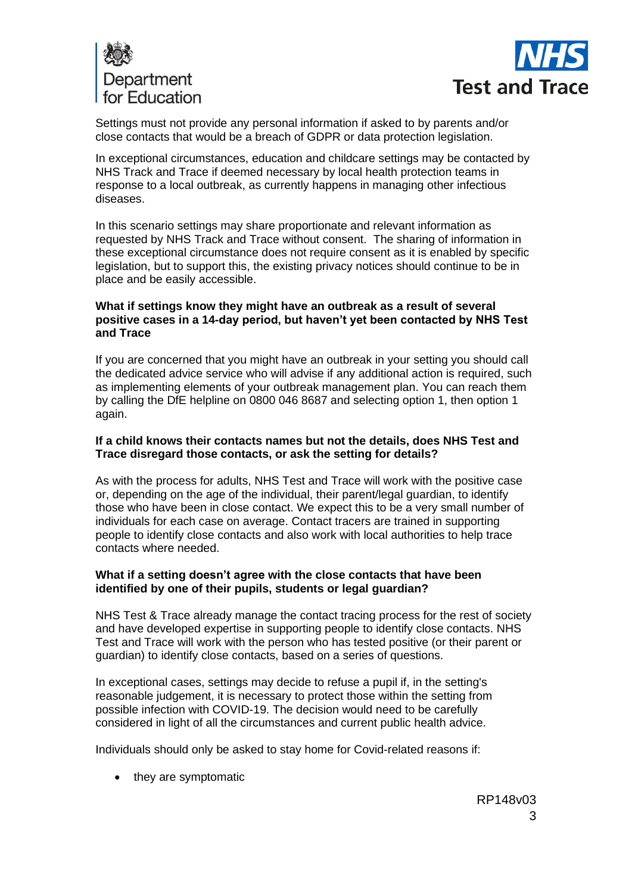Settings must not provide any personal information if asked to by parents and/or close contacts that would be a breach of GDPR or data protection legislation.

In exceptional circumstances, education and childcare settings may be contacted by NHS Track and Trace if deemed necessary by local health protection teams in response to a local outbreak, as currently happens in managing other infectious diseases.

In this scenario settings may share proportionate and relevant information as requested by NHS Track and Trace without consent. The sharing of information in these exceptional circumstance does not require consent as it is enabled by specific legislation, but to support this, the existing privacy notices should continue to be in place and be easily accessible.

**What if settings know they might have an outbreak as a result of several positive cases in a 14-day period, but haven't yet been contacted by NHS Test and Trace**

If you are concerned that you might have an outbreak in your setting you should call the dedicated advice service who will advise if any additional action is required, such as implementing elements of your outbreak management plan. You can reach them by calling the DfE helpline on 0800 046 8687 and selecting option 1, then option 1 again.

**If a child knows their contacts names but not the details, does NHS Test and Trace disregard those contacts, or ask the setting for details?**

As with the process for adults, NHS Test and Trace will work with the positive case or, depending on the age of the individual, their parent/legal guardian, to identify those who have been in close contact. We expect this to be a very small number of individuals for each case on average. Contact tracers are trained in supporting people to identify close contacts and also work with local authorities to help trace contacts where needed.

**What if a setting doesn't agree with the close contacts that have been identified by one of their pupils, students or legal guardian?**

NHS Test & Trace already manage the contact tracing process for the rest of society and have developed expertise in supporting people to identify close contacts. NHS Test and Trace will work with the person who has tested positive (or their parent or guardian) to identify close contacts, based on a series of questions.

In exceptional cases, settings may decide to refuse a pupil if, in the setting's reasonable judgement, it is necessary to protect those within the setting from possible infection with COVID-19. The decision would need to be carefully considered in light of all the circumstances and current public health advice.

Individuals should only be asked to stay home for Covid-related reasons if:

- they are symptomatic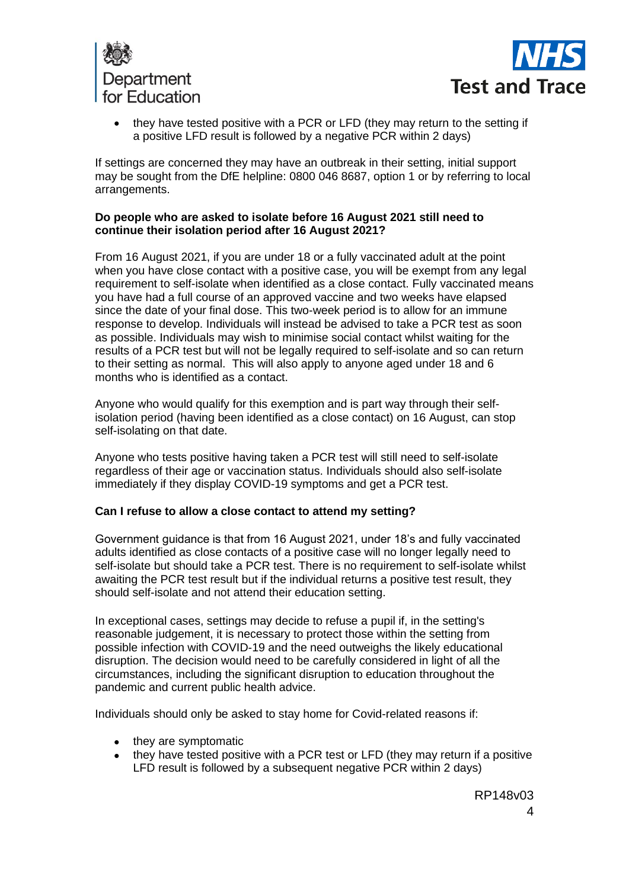- they have tested positive with a PCR or LFD (they may return to the setting if a positive LFD result is followed by a negative PCR within 2 days)

If settings are concerned they may have an outbreak in their setting, initial support may be sought from the DfE helpline: 0800 046 8687, option 1 or by referring to local arrangements.

**Do people who are asked to isolate before 16 August 2021 still need to continue their isolation period after 16 August 2021?**

From 16 August 2021, if you are under 18 or a fully vaccinated adult at the point when you have close contact with a positive case, you will be exempt from any legal requirement to self-isolate when identified as a close contact. Fully vaccinated means you have had a full course of an approved vaccine and two weeks have elapsed since the date of your final dose. This two-week period is to allow for an immune response to develop. Individuals will instead be advised to take a PCR test as soon as possible. Individuals may wish to minimise social contact whilst waiting for the results of a PCR test but will not be legally required to self-isolate and so can return to their setting as normal. This will also apply to anyone aged under 18 and 6 months who is identified as a contact.

Anyone who would qualify for this exemption and is part way through their self-isolation period (having been identified as a close contact) on 16 August, can stop self-isolating on that date.

Anyone who tests positive having taken a PCR test will still need to self-isolate regardless of their age or vaccination status. Individuals should also self-isolate immediately if they display COVID-19 symptoms and get a PCR test.

**Can I refuse to allow a close contact to attend my setting?**

Government guidance is that from 16 August 2021, under 18's and fully vaccinated adults identified as close contacts of a positive case will no longer legally need to self-isolate but should take a PCR test. There is no requirement to self-isolate whilst awaiting the PCR test result but if the individual returns a positive test result, they should self-isolate and not attend their education setting.

In exceptional cases, settings may decide to refuse a pupil if, in the setting's reasonable judgement, it is necessary to protect those within the setting from possible infection with COVID-19 and the need outweighs the likely educational disruption. The decision would need to be carefully considered in light of all the circumstances, including the significant disruption to education throughout the pandemic and current public health advice.

Individuals should only be asked to stay home for Covid-related reasons if:

- they are symptomatic
- they have tested positive with a PCR test or LFD (they may return if a positive LFD result is followed by a subsequent negative PCR within 2 days)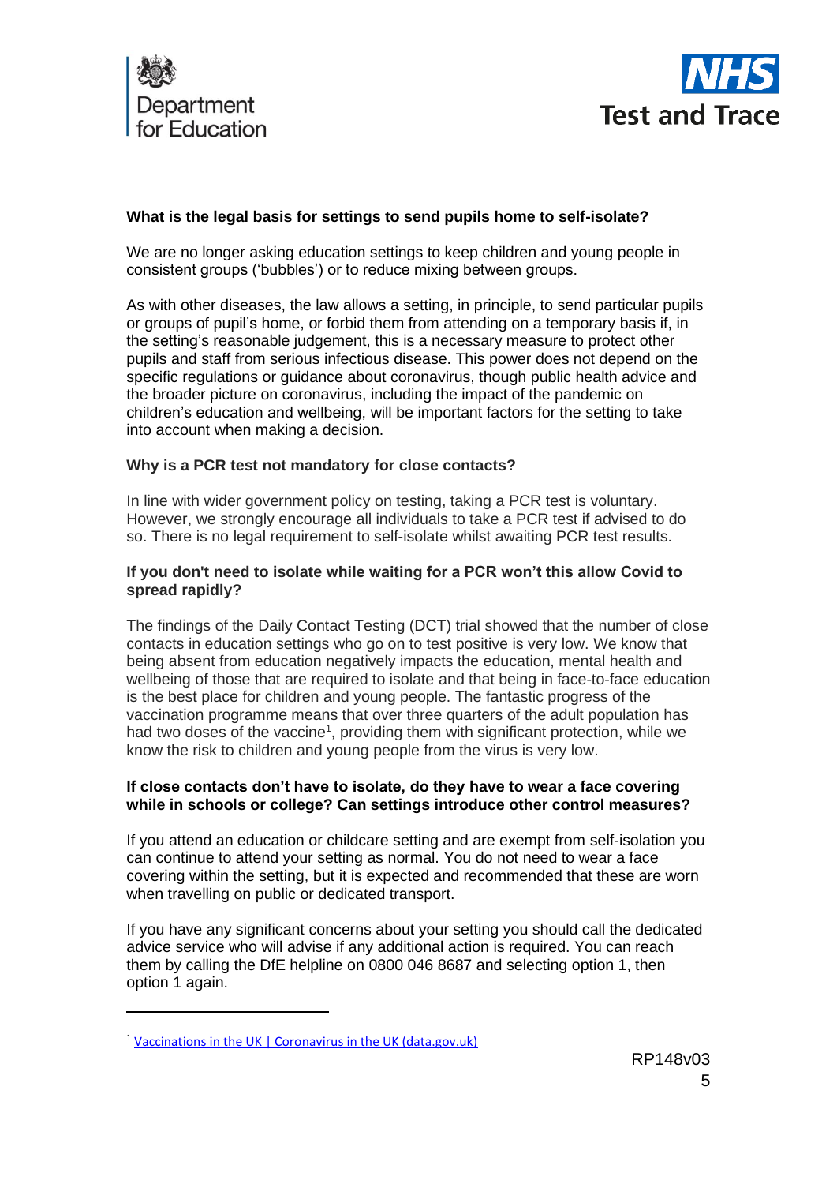### What is the legal basis for settings to send pupils home to self-isolate?

We are no longer asking education settings to keep children and young people in consistent groups ('bubbles') or to reduce mixing between groups.

As with other diseases, the law allows a setting, in principle, to send particular pupils or groups of pupil's home, or forbid them from attending on a temporary basis if, in the setting's reasonable judgement, this is a necessary measure to protect other pupils and staff from serious infectious disease. This power does not depend on the specific regulations or guidance about coronavirus, though public health advice and the broader picture on coronavirus, including the impact of the pandemic on children's education and wellbeing, will be important factors for the setting to take into account when making a decision.

### Why is a PCR test not mandatory for close contacts?

In line with wider government policy on testing, taking a PCR test is voluntary. However, we strongly encourage all individuals to take a PCR test if advised to do so. There is no legal requirement to self-isolate whilst awaiting PCR test results.

### If you don't need to isolate while waiting for a PCR won't this allow Covid to spread rapidly?

The findings of the Daily Contact Testing (DCT) trial showed that the number of close contacts in education settings who go on to test positive is very low. We know that being absent from education negatively impacts the education, mental health and wellbeing of those that are required to isolate and that being in face-to-face education is the best place for children and young people. The fantastic progress of the vaccination programme means that over three quarters of the adult population has had two doses of the vaccine[1], providing them with significant protection, while we know the risk to children and young people from the virus is very low.

### If close contacts don't have to isolate, do they have to wear a face covering while in schools or college? Can settings introduce other control measures?

If you attend an education or childcare setting and are exempt from self-isolation you can continue to attend your setting as normal. You do not need to wear a face covering within the setting, but it is expected and recommended that these are worn when travelling on public or dedicated transport.

If you have any significant concerns about your setting you should call the dedicated advice service who will advise if any additional action is required. You can reach them by calling the DfE helpline on 0800 046 8687 and selecting option 1, then option 1 again.

---

[1] Vaccinations in the UK | Coronavirus in the UK (data.gov.uk)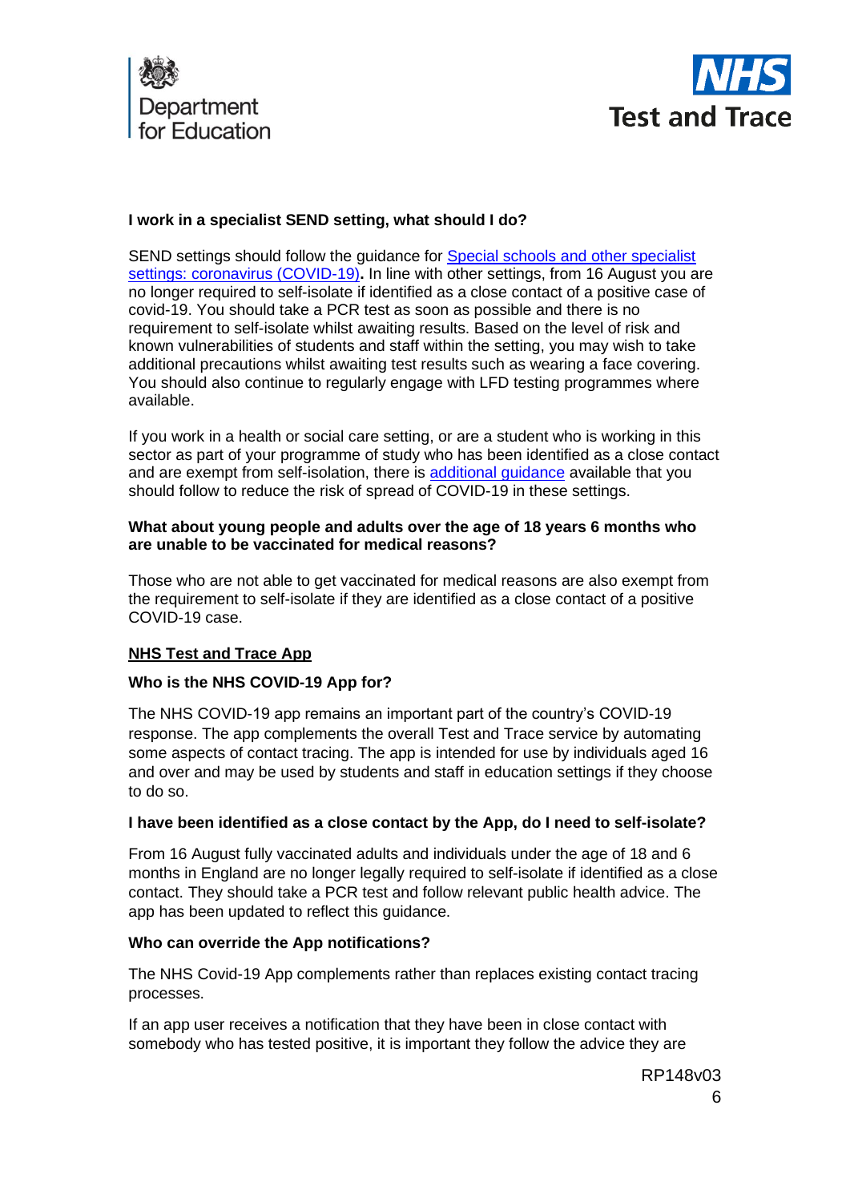**I work in a specialist SEND setting, what should I do?**

SEND settings should follow the guidance for [Special schools and other specialist settings: coronavirus (COVID-19)](). In line with other settings, from 16 August you are no longer required to self-isolate if identified as a close contact of a positive case of covid-19. You should take a PCR test as soon as possible and there is no requirement to self-isolate whilst awaiting results. Based on the level of risk and known vulnerabilities of students and staff within the setting, you may wish to take additional precautions whilst awaiting test results such as wearing a face covering. You should also continue to regularly engage with LFD testing programmes where available.

If you work in a health or social care setting, or are a student who is working in this sector as part of your programme of study who has been identified as a close contact and are exempt from self-isolation, there is [additional guidance]() available that you should follow to reduce the risk of spread of COVID-19 in these settings.

**What about young people and adults over the age of 18 years 6 months who are unable to be vaccinated for medical reasons?**

Those who are not able to get vaccinated for medical reasons are also exempt from the requirement to self-isolate if they are identified as a close contact of a positive COVID-19 case.

## NHS Test and Trace App

**Who is the NHS COVID-19 App for?**

The NHS COVID-19 app remains an important part of the country's COVID-19 response. The app complements the overall Test and Trace service by automating some aspects of contact tracing. The app is intended for use by individuals aged 16 and over and may be used by students and staff in education settings if they choose to do so.

**I have been identified as a close contact by the App, do I need to self-isolate?**

From 16 August fully vaccinated adults and individuals under the age of 18 and 6 months in England are no longer legally required to self-isolate if identified as a close contact. They should take a PCR test and follow relevant public health advice. The app has been updated to reflect this guidance.

**Who can override the App notifications?**

The NHS Covid-19 App complements rather than replaces existing contact tracing processes.

If an app user receives a notification that they have been in close contact with somebody who has tested positive, it is important they follow the advice they are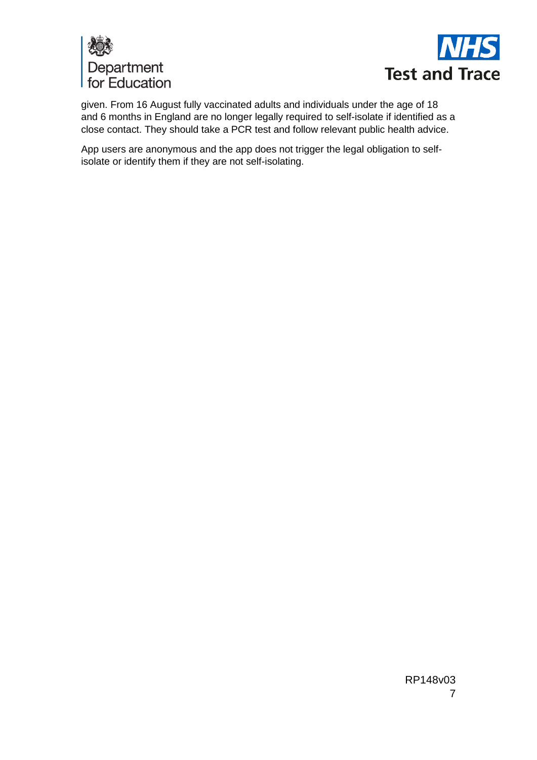given. From 16 August fully vaccinated adults and individuals under the age of 18 and 6 months in England are no longer legally required to self-isolate if identified as a close contact. They should take a PCR test and follow relevant public health advice.

App users are anonymous and the app does not trigger the legal obligation to self-isolate or identify them if they are not self-isolating.